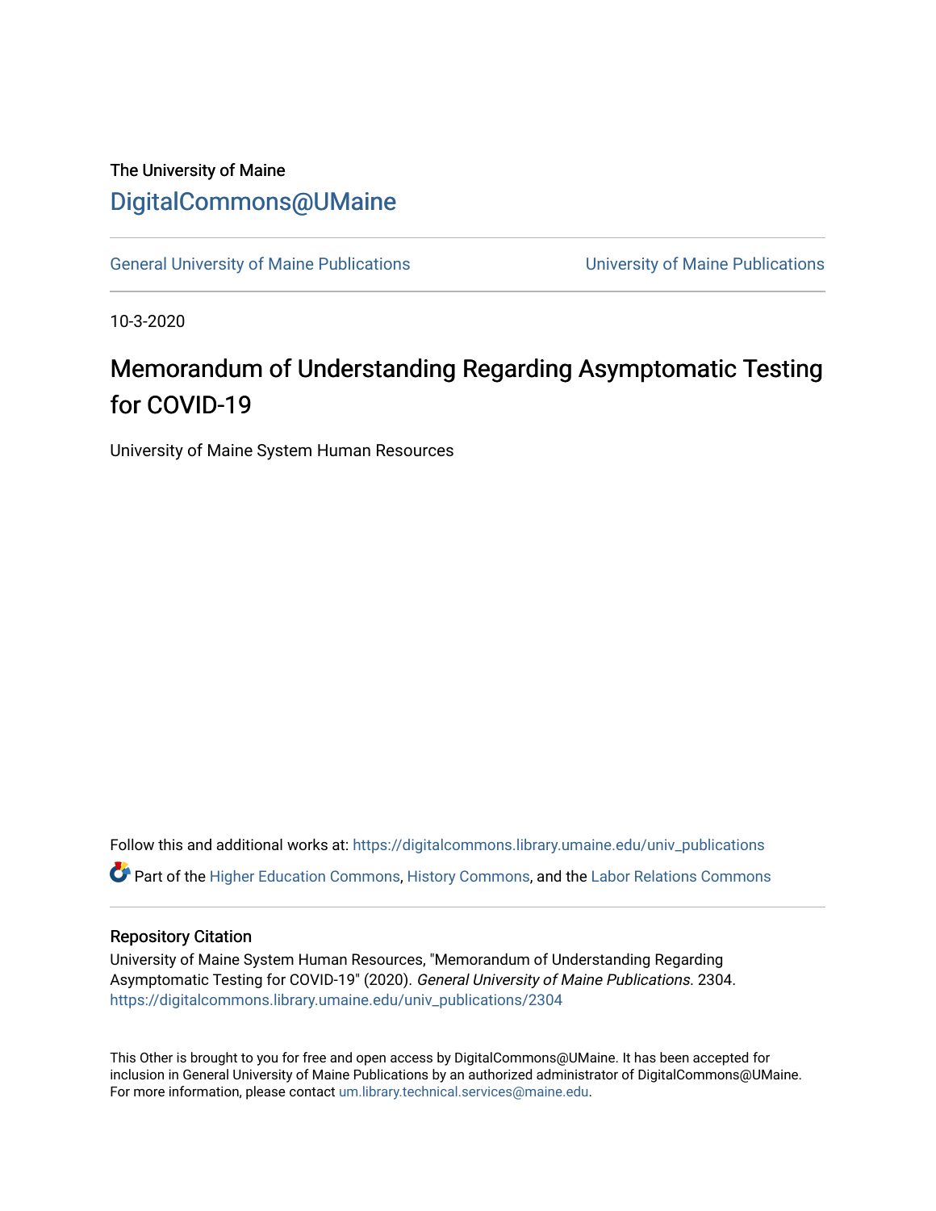The University of Maine

# DigitalCommons@UMaine

General University of Maine Publications | University of Maine Publications

10-3-2020

# Memorandum of Understanding Regarding Asymptomatic Testing for COVID-19

University of Maine System Human Resources

Follow this and additional works at: https://digitalcommons.library.umaine.edu/univ_publications

Part of the Higher Education Commons, History Commons, and the Labor Relations Commons

## Repository Citation

University of Maine System Human Resources, "Memorandum of Understanding Regarding Asymptomatic Testing for COVID-19" (2020). *General University of Maine Publications*. 2304.
https://digitalcommons.library.umaine.edu/univ_publications/2304

This Other is brought to you for free and open access by DigitalCommons@UMaine. It has been accepted for inclusion in General University of Maine Publications by an authorized administrator of DigitalCommons@UMaine. For more information, please contact um.library.technical.services@maine.edu.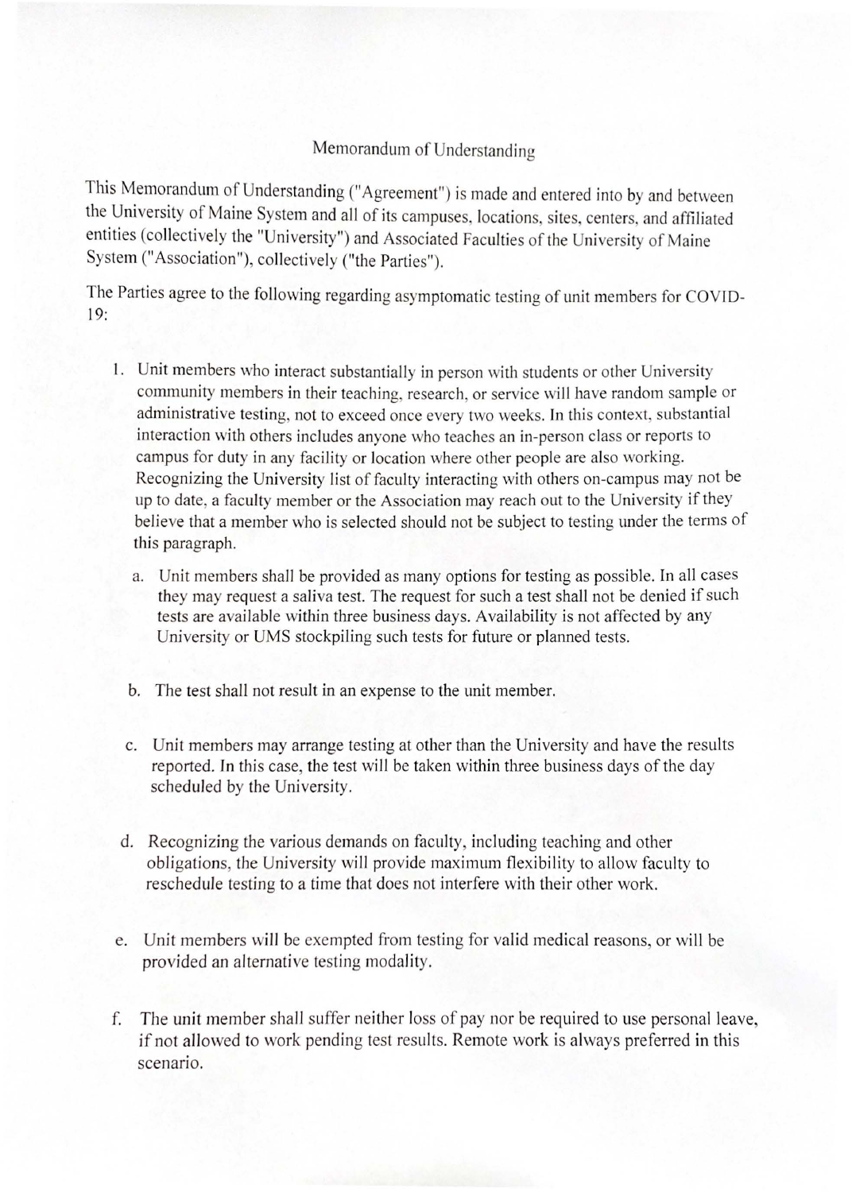# Memorandum of Understanding

This Memorandum of Understanding ("Agreement") is made and entered into by and between the University of Maine System and all of its campuses, locations, sites, centers, and affiliated entities (collectively the "University") and Associated Faculties of the University of Maine System ("Association"), collectively ("the Parties").

The Parties agree to the following regarding asymptomatic testing of unit members for COVID-19:

1. Unit members who interact substantially in person with students or other University community members in their teaching, research, or service will have random sample or administrative testing, not to exceed once every two weeks. In this context, substantial interaction with others includes anyone who teaches an in-person class or reports to campus for duty in any facility or location where other people are also working. Recognizing the University list of faculty interacting with others on-campus may not be up to date, a faculty member or the Association may reach out to the University if they believe that a member who is selected should not be subject to testing under the terms of this paragraph.

   a. Unit members shall be provided as many options for testing as possible. In all cases they may request a saliva test. The request for such a test shall not be denied if such tests are available within three business days. Availability is not affected by any University or UMS stockpiling such tests for future or planned tests.

   b. The test shall not result in an expense to the unit member.

   c. Unit members may arrange testing at other than the University and have the results reported. In this case, the test will be taken within three business days of the day scheduled by the University.

   d. Recognizing the various demands on faculty, including teaching and other obligations, the University will provide maximum flexibility to allow faculty to reschedule testing to a time that does not interfere with their other work.

   e. Unit members will be exempted from testing for valid medical reasons, or will be provided an alternative testing modality.

   f. The unit member shall suffer neither loss of pay nor be required to use personal leave, if not allowed to work pending test results. Remote work is always preferred in this scenario.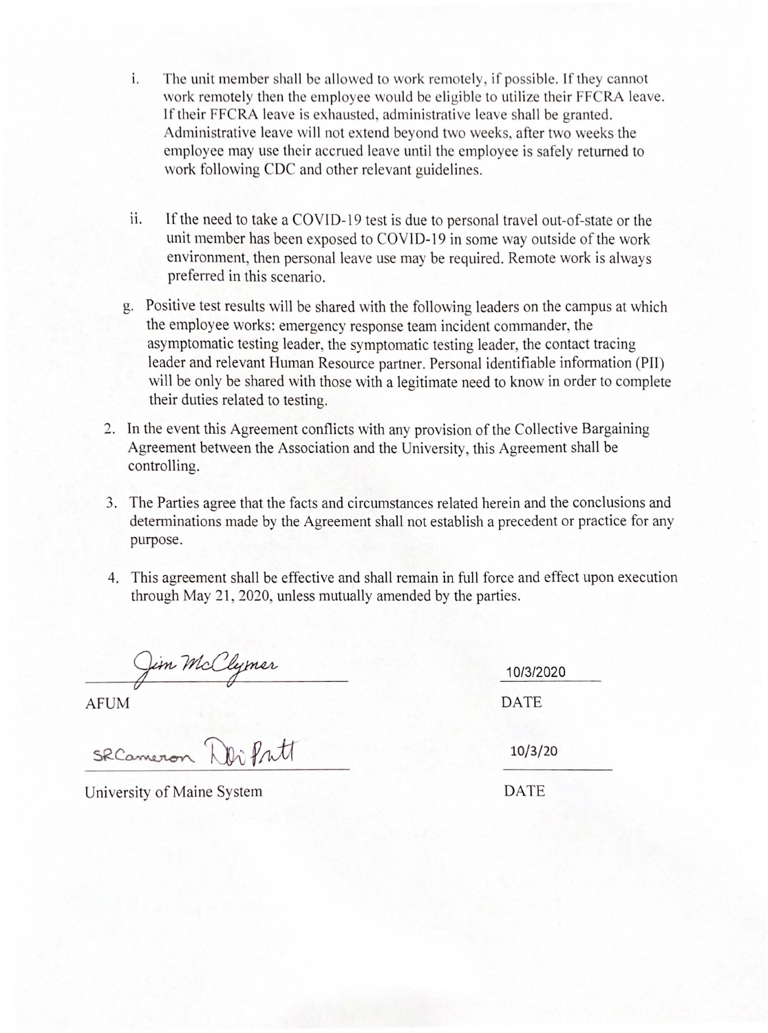i. The unit member shall be allowed to work remotely, if possible. If they cannot work remotely then the employee would be eligible to utilize their FFCRA leave. If their FFCRA leave is exhausted, administrative leave shall be granted. Administrative leave will not extend beyond two weeks, after two weeks the employee may use their accrued leave until the employee is safely returned to work following CDC and other relevant guidelines.

ii. If the need to take a COVID-19 test is due to personal travel out-of-state or the unit member has been exposed to COVID-19 in some way outside of the work environment, then personal leave use may be required. Remote work is always preferred in this scenario.

g. Positive test results will be shared with the following leaders on the campus at which the employee works: emergency response team incident commander, the asymptomatic testing leader, the symptomatic testing leader, the contact tracing leader and relevant Human Resource partner. Personal identifiable information (PII) will be only be shared with those with a legitimate need to know in order to complete their duties related to testing.

2. In the event this Agreement conflicts with any provision of the Collective Bargaining Agreement between the Association and the University, this Agreement shall be controlling.

3. The Parties agree that the facts and circumstances related herein and the conclusions and determinations made by the Agreement shall not establish a precedent or practice for any purpose.

4. This agreement shall be effective and shall remain in full force and effect upon execution through May 21, 2020, unless mutually amended by the parties.

Jim McClymer
AFUM

10/3/2020
DATE

SRCameron Dori Pratt
University of Maine System

10/3/20
DATE